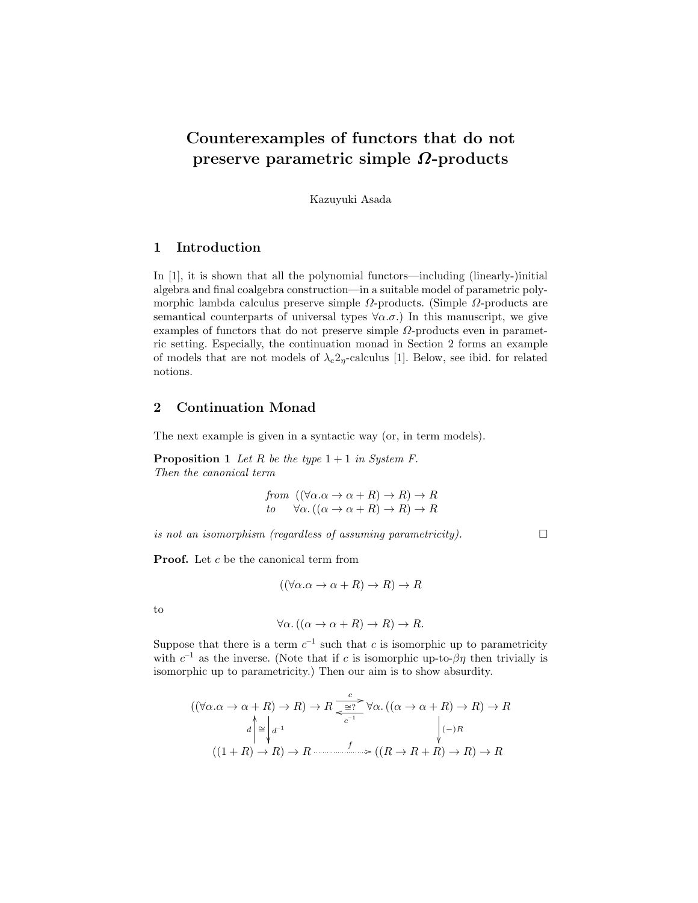# Counterexamples of functors that do not preserve parametric simple $\Omega$-products

Kazuyuki Asada

## 1 Introduction

In [1], it is shown that all the polynomial functors—including (linearly-)initial algebra and final coalgebra construction—in a suitable model of parametric polymorphic lambda calculus preserve simple $\Omega$-products. (Simple $\Omega$-products are semantical counterparts of universal types $\forall\alpha.\sigma$.) In this manuscript, we give examples of functors that do not preserve simple $\Omega$-products even in parametric setting. Especially, the continuation monad in Section 2 forms an example of models that are not models of $\lambda_c 2_\eta$-calculus [1]. Below, see ibid. for related notions.

## 2 Continuation Monad

The next example is given in a syntactic way (or, in term models).

**Proposition 1** *Let $R$ be the type $1 + 1$ in System F. Then the canonical term*

$$\begin{array}{ll} \textit{from} & ((\forall\alpha.\alpha \to \alpha + R) \to R) \to R \\ \textit{to} & \forall\alpha.\,((\alpha \to \alpha + R) \to R) \to R \end{array}$$

*is not an isomorphism (regardless of assuming parametricity).* □

**Proof.** Let $c$ be the canonical term from

$$((\forall\alpha.\alpha \to \alpha + R) \to R) \to R$$

to

$$\forall\alpha.\,((\alpha \to \alpha + R) \to R) \to R.$$

Suppose that there is a term $c^{-1}$ such that $c$ is isomorphic up to parametricity with $c^{-1}$ as the inverse. (Note that if $c$ is isomorphic up-to-$\beta\eta$ then trivially is isomorphic up to parametricity.) Then our aim is to show absurdity.

$$\begin{array}{ccc} ((\forall\alpha.\alpha \to \alpha + R) \to R) \to R & \underset{c^{-1}}{\overset{c}{\rightleftarrows}}\ (\cong ?) & \forall\alpha.\,((\alpha \to \alpha + R) \to R) \to R \\ d \uparrow \ \cong \ \downarrow d^{-1} & & \downarrow (-)R \\ ((1 + R) \to R) \to R & \overset{f}{\dashrightarrow} & ((R \to R + R) \to R) \to R \end{array}$$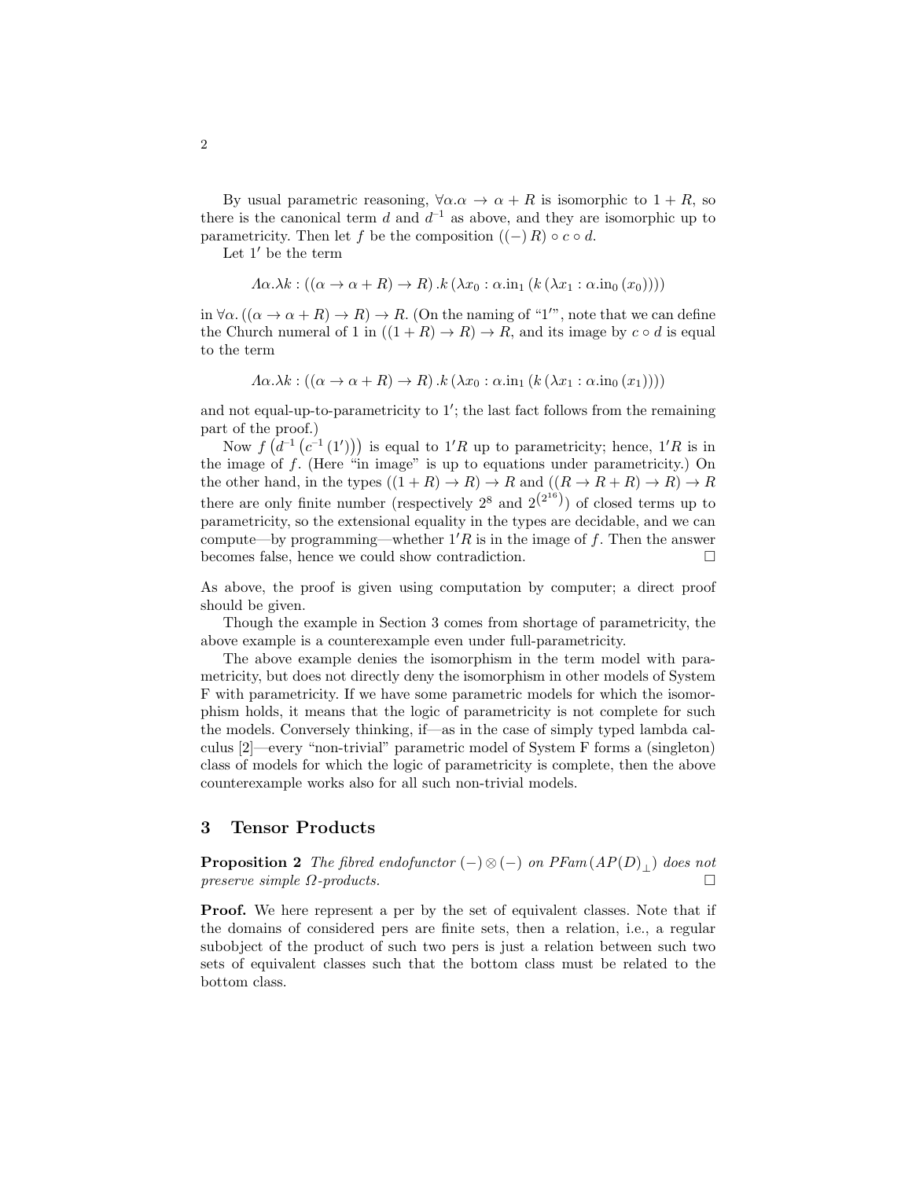By usual parametric reasoning, $\forall\alpha.\alpha \to \alpha + R$ is isomorphic to $1 + R$, so there is the canonical term $d$ and $d^{-1}$ as above, and they are isomorphic up to parametricity. Then let $f$ be the composition $((-)\,R) \circ c \circ d$.

Let $1'$ be the term

$$\Lambda\alpha.\lambda k : ((\alpha \to \alpha + R) \to R)\,.k\,(\lambda x_0 : \alpha.\mathrm{in}_1\,(k\,(\lambda x_1 : \alpha.\mathrm{in}_0\,(x_0))))$$

in $\forall\alpha.\,((\alpha \to \alpha + R) \to R) \to R$. (On the naming of "$1'$", note that we can define the Church numeral of 1 in $((1 + R) \to R) \to R$, and its image by $c \circ d$ is equal to the term

$$\Lambda\alpha.\lambda k : ((\alpha \to \alpha + R) \to R)\,.k\,(\lambda x_0 : \alpha.\mathrm{in}_1\,(k\,(\lambda x_1 : \alpha.\mathrm{in}_0\,(x_1))))$$

and not equal-up-to-parametricity to $1'$; the last fact follows from the remaining part of the proof.)

Now $f\left(d^{-1}\left(c^{-1}\left(1'\right)\right)\right)$ is equal to $1'R$ up to parametricity; hence, $1'R$ is in the image of $f$. (Here "in image" is up to equations under parametricity.) On the other hand, in the types $((1 + R) \to R) \to R$ and $((R \to R + R) \to R) \to R$ there are only finite number (respectively $2^8$ and $2^{\left(2^{16}\right)}$) of closed terms up to parametricity, so the extensional equality in the types are decidable, and we can compute—by programming—whether $1'R$ is in the image of $f$. Then the answer becomes false, hence we could show contradiction. $\square$

As above, the proof is given using computation by computer; a direct proof should be given.

Though the example in Section 3 comes from shortage of parametricity, the above example is a counterexample even under full-parametricity.

The above example denies the isomorphism in the term model with parametricity, but does not directly deny the isomorphism in other models of System F with parametricity. If we have some parametric models for which the isomorphism holds, it means that the logic of parametricity is not complete for such the models. Conversely thinking, if—as in the case of simply typed lambda calculus [2]—every "non-trivial" parametric model of System F forms a (singleton) class of models for which the logic of parametricity is complete, then the above counterexample works also for all such non-trivial models.

## 3 Tensor Products

**Proposition 2** *The fibred endofunctor $(-) \otimes (-)$ on $PFam\,(AP(D)_\perp)$ does not preserve simple $\Omega$-products.* $\square$

**Proof.** We here represent a per by the set of equivalent classes. Note that if the domains of considered pers are finite sets, then a relation, i.e., a regular subobject of the product of such two pers is just a relation between such two sets of equivalent classes such that the bottom class must be related to the bottom class.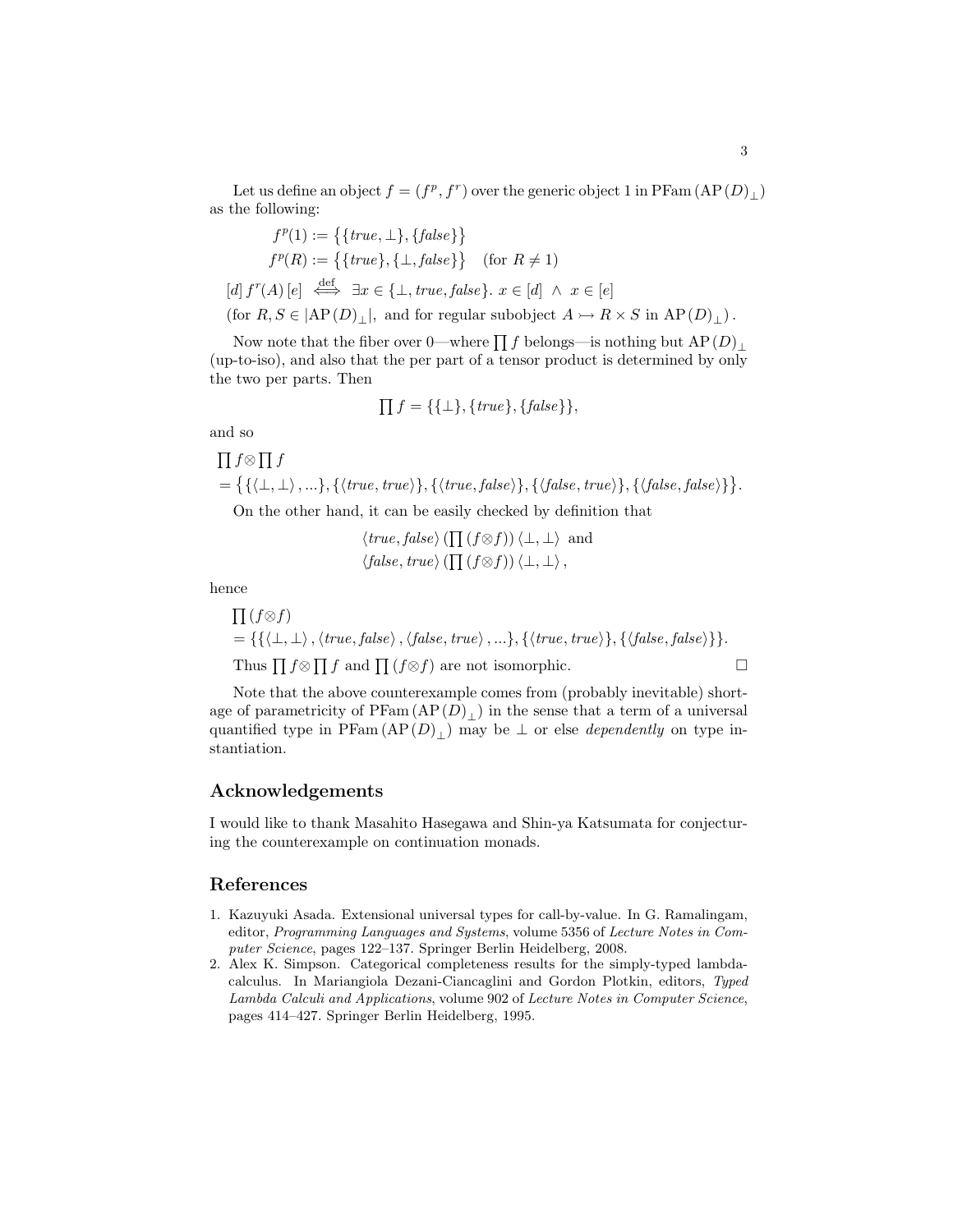Let us define an object $f = (f^p, f^r)$ over the generic object 1 in $\mathrm{PFam}\left(\mathrm{AP}\left(D\right)_\bot\right)$ as the following:

$$
\begin{aligned}
&f^p(1) := \big\{\{\mathit{true}, \bot\}, \{\mathit{false}\}\big\} \\
&f^p(R) := \big\{\{\mathit{true}\}, \{\bot, \mathit{false}\}\big\} \quad (\text{for } R \neq 1)
\end{aligned}
$$

$$
[d]\, f^r(A)\, [e] \overset{\text{def}}{\iff} \exists x \in \{\bot, \mathit{true}, \mathit{false}\}.\ x \in [d] \ \wedge\ x \in [e]
$$

$$
(\text{for } R, S \in |\mathrm{AP}\left(D\right)_\bot|, \text{ and for regular subobject } A \rightarrowtail R \times S \text{ in } \mathrm{AP}\left(D\right)_\bot).
$$

Now note that the fiber over 0—where $\prod f$ belongs—is nothing but $\mathrm{AP}\left(D\right)_\bot$ (up-to-iso), and also that the per part of a tensor product is determined by only the two per parts. Then

$$
\prod f = \{\{\bot\}, \{\mathit{true}\}, \{\mathit{false}\}\},
$$

and so

$$
\begin{aligned}
&\prod f \otimes \prod f \\
&= \big\{\{\langle \bot, \bot \rangle, ...\}, \{\langle \mathit{true}, \mathit{true} \rangle\}, \{\langle \mathit{true}, \mathit{false} \rangle\}, \{\langle \mathit{false}, \mathit{true} \rangle\}, \{\langle \mathit{false}, \mathit{false} \rangle\}\big\}.
\end{aligned}
$$

On the other hand, it can be easily checked by definition that

$$
\begin{aligned}
&\langle \mathit{true}, \mathit{false} \rangle \left(\prod (f \otimes f)\right) \langle \bot, \bot \rangle \ \text{ and} \\
&\langle \mathit{false}, \mathit{true} \rangle \left(\prod (f \otimes f)\right) \langle \bot, \bot \rangle,
\end{aligned}
$$

hence

$$
\begin{aligned}
&\prod (f \otimes f) \\
&= \{\{\langle \bot, \bot \rangle, \langle \mathit{true}, \mathit{false} \rangle, \langle \mathit{false}, \mathit{true} \rangle, ...\}, \{\langle \mathit{true}, \mathit{true} \rangle\}, \{\langle \mathit{false}, \mathit{false} \rangle\}\}.
\end{aligned}
$$

Thus $\prod f \otimes \prod f$ and $\prod (f \otimes f)$ are not isomorphic. □

Note that the above counterexample comes from (probably inevitable) shortage of parametricity of $\mathrm{PFam}\left(\mathrm{AP}\left(D\right)_\bot\right)$ in the sense that a term of a universal quantified type in $\mathrm{PFam}\left(\mathrm{AP}\left(D\right)_\bot\right)$ may be $\bot$ or else *dependently* on type instantiation.

## Acknowledgements

I would like to thank Masahito Hasegawa and Shin-ya Katsumata for conjecturing the counterexample on continuation monads.

## References

1. Kazuyuki Asada. Extensional universal types for call-by-value. In G. Ramalingam, editor, *Programming Languages and Systems*, volume 5356 of *Lecture Notes in Computer Science*, pages 122–137. Springer Berlin Heidelberg, 2008.
2. Alex K. Simpson. Categorical completeness results for the simply-typed lambda-calculus. In Mariangiola Dezani-Ciancaglini and Gordon Plotkin, editors, *Typed Lambda Calculi and Applications*, volume 902 of *Lecture Notes in Computer Science*, pages 414–427. Springer Berlin Heidelberg, 1995.